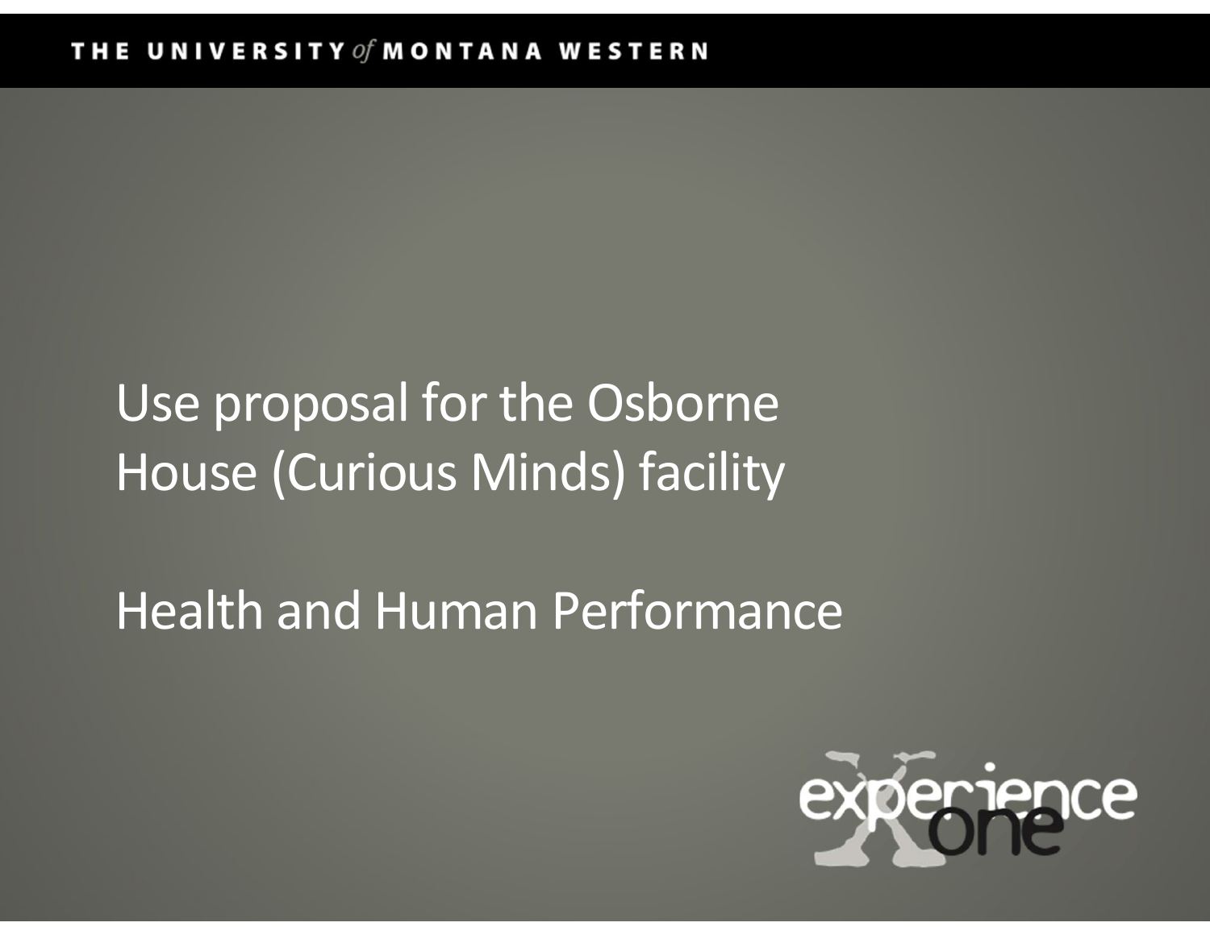THE UNIVERSITY of MONTANA WESTERN

# Use proposal for the Osborne House (Curious Minds) facility

## Health and Human Performance

experience one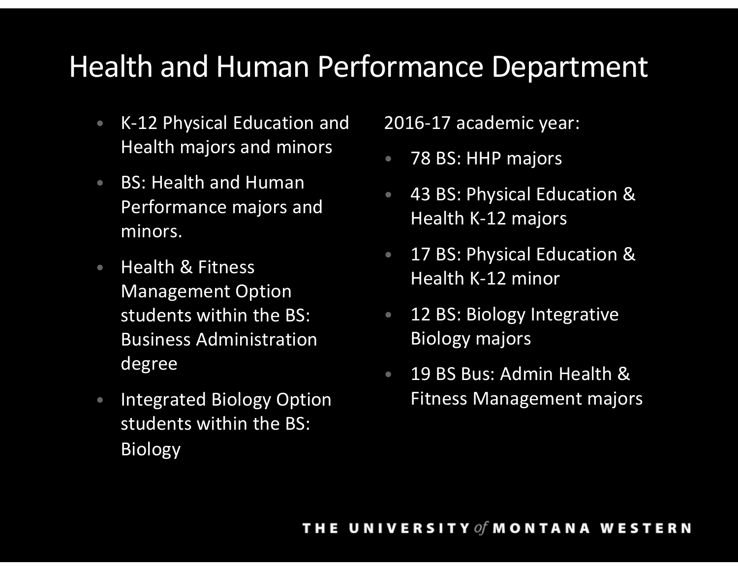# Health and Human Performance Department

- K-12 Physical Education and Health majors and minors
- BS: Health and Human Performance majors and minors.
- Health & Fitness Management Option students within the BS: Business Administration degree
- Integrated Biology Option students within the BS: Biology

2016-17 academic year:

- 78 BS: HHP majors
- 43 BS: Physical Education & Health K-12 majors
- 17 BS: Physical Education & Health K-12 minor
- 12 BS: Biology Integrative Biology majors
- 19 BS Bus: Admin Health & Fitness Management majors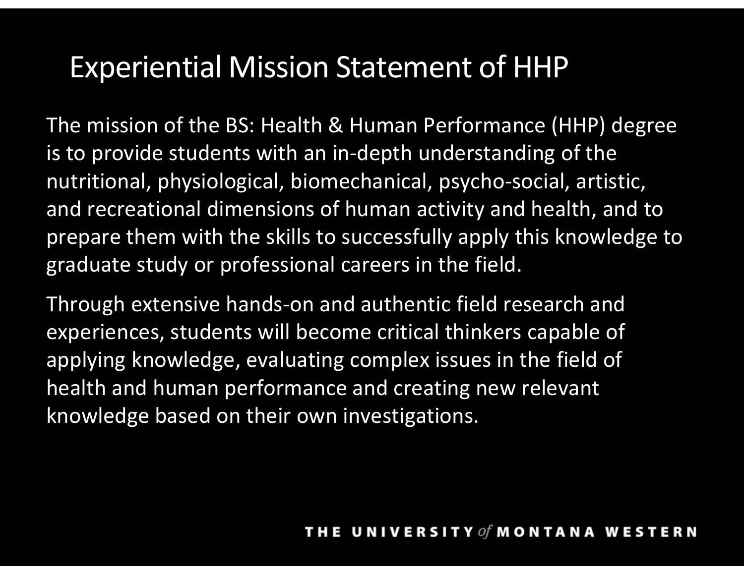# Experiential Mission Statement of HHP

The mission of the BS: Health & Human Performance (HHP) degree is to provide students with an in-depth understanding of the nutritional, physiological, biomechanical, psycho-social, artistic, and recreational dimensions of human activity and health, and to prepare them with the skills to successfully apply this knowledge to graduate study or professional careers in the field.

Through extensive hands-on and authentic field research and experiences, students will become critical thinkers capable of applying knowledge, evaluating complex issues in the field of health and human performance and creating new relevant knowledge based on their own investigations.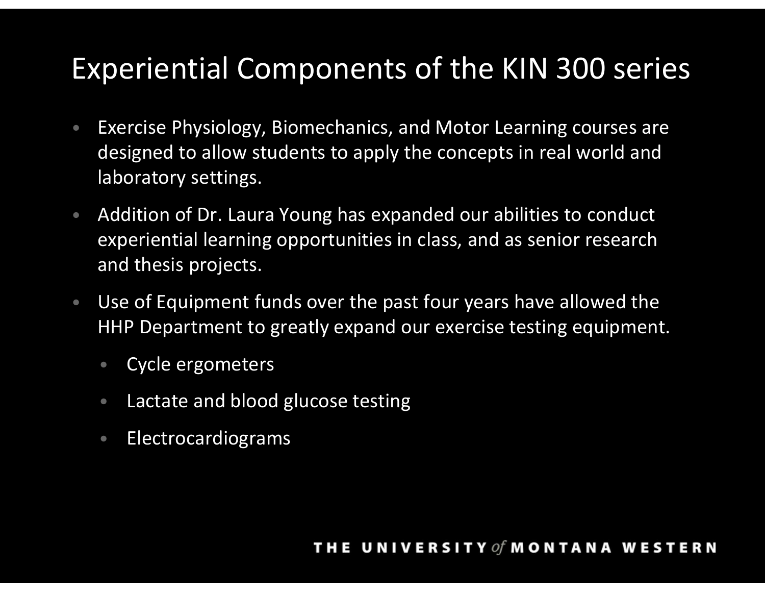# Experiential Components of the KIN 300 series

- Exercise Physiology, Biomechanics, and Motor Learning courses are designed to allow students to apply the concepts in real world and laboratory settings.
- Addition of Dr. Laura Young has expanded our abilities to conduct experiential learning opportunities in class, and as senior research and thesis projects.
- Use of Equipment funds over the past four years have allowed the HHP Department to greatly expand our exercise testing equipment.
  - Cycle ergometers
  - Lactate and blood glucose testing
  - Electrocardiograms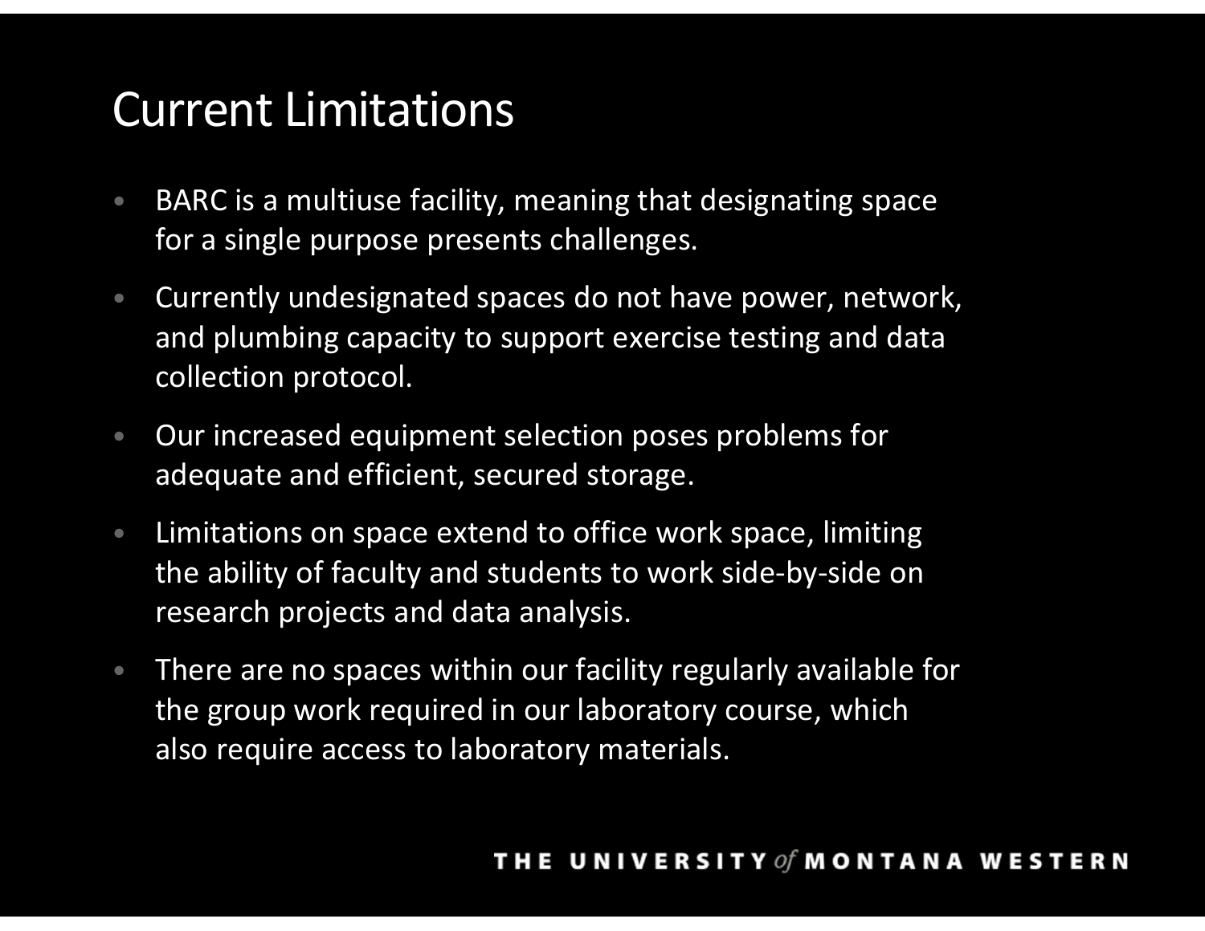# Current Limitations

- BARC is a multiuse facility, meaning that designating space for a single purpose presents challenges.
- Currently undesignated spaces do not have power, network, and plumbing capacity to support exercise testing and data collection protocol.
- Our increased equipment selection poses problems for adequate and efficient, secured storage.
- Limitations on space extend to office work space, limiting the ability of faculty and students to work side-by-side on research projects and data analysis.
- There are no spaces within our facility regularly available for the group work required in our laboratory course, which also require access to laboratory materials.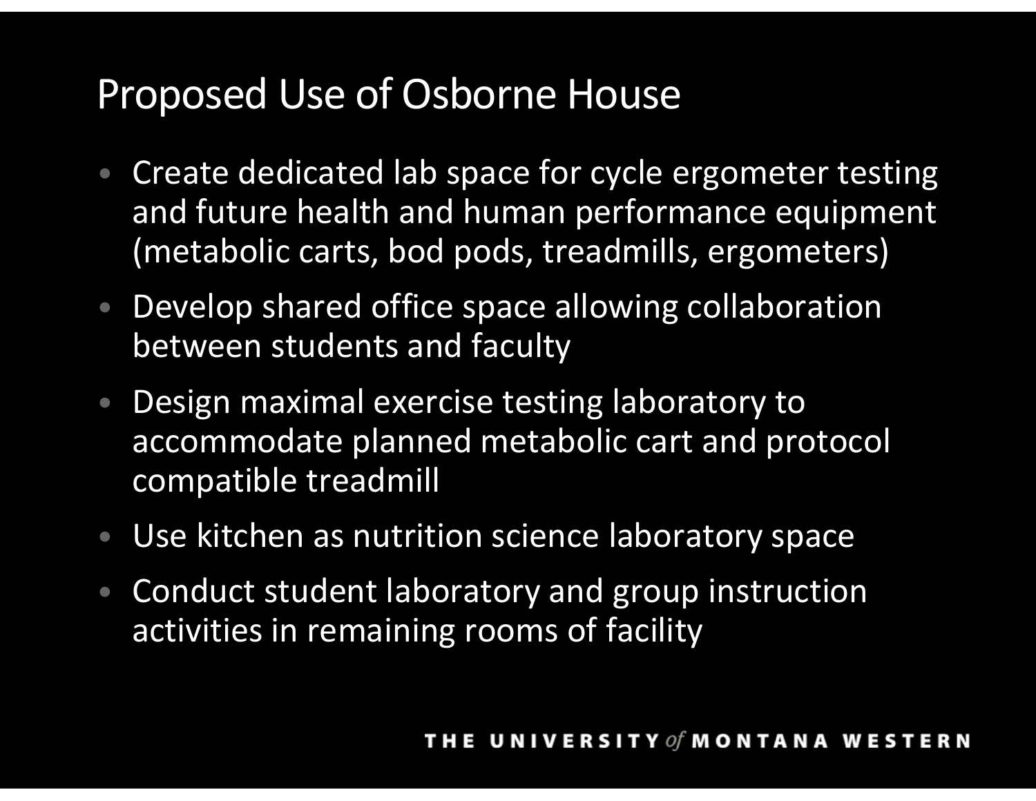# Proposed Use of Osborne House

- Create dedicated lab space for cycle ergometer testing and future health and human performance equipment (metabolic carts, bod pods, treadmills, ergometers)
- Develop shared office space allowing collaboration between students and faculty
- Design maximal exercise testing laboratory to accommodate planned metabolic cart and protocol compatible treadmill
- Use kitchen as nutrition science laboratory space
- Conduct student laboratory and group instruction activities in remaining rooms of facility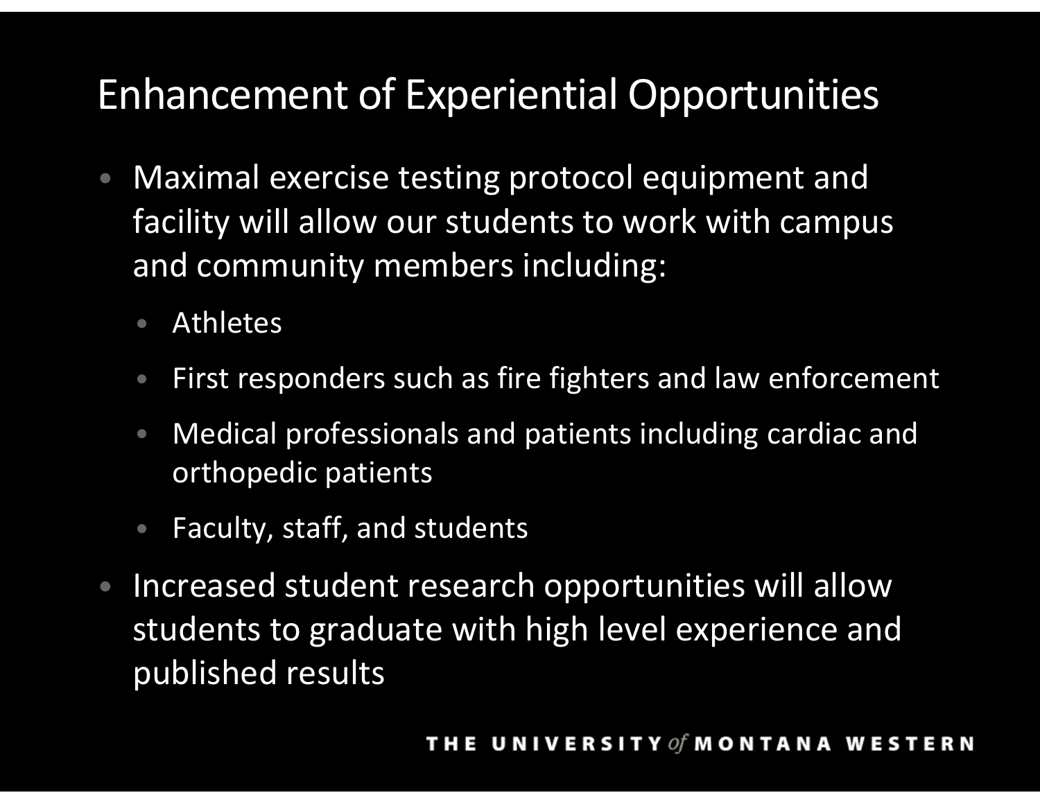# Enhancement of Experiential Opportunities

- Maximal exercise testing protocol equipment and facility will allow our students to work with campus and community members including:
  - Athletes
  - First responders such as fire fighters and law enforcement
  - Medical professionals and patients including cardiac and orthopedic patients
  - Faculty, staff, and students
- Increased student research opportunities will allow students to graduate with high level experience and published results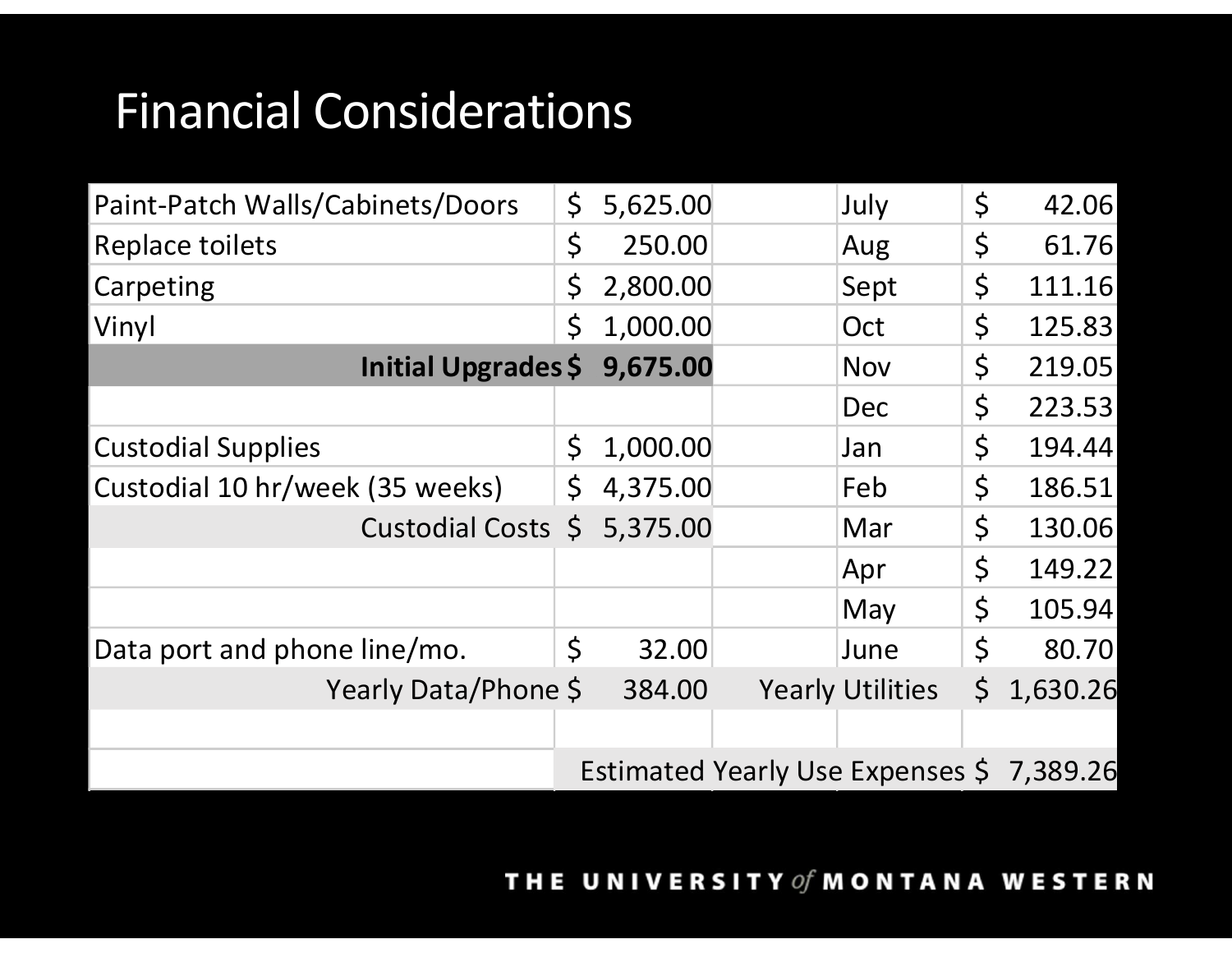# Financial Considerations

| | | | | |
|---|---|---|---|---|
| Paint-Patch Walls/Cabinets/Doors | $ 5,625.00 | | July | $ 42.06 |
| Replace toilets | $ 250.00 | | Aug | $ 61.76 |
| Carpeting | $ 2,800.00 | | Sept | $ 111.16 |
| Vinyl | $ 1,000.00 | | Oct | $ 125.83 |
| **Initial Upgrades** | **$ 9,675.00** | | Nov | $ 219.05 |
| | | | Dec | $ 223.53 |
| Custodial Supplies | $ 1,000.00 | | Jan | $ 194.44 |
| Custodial 10 hr/week (35 weeks) | $ 4,375.00 | | Feb | $ 186.51 |
| Custodial Costs | $ 5,375.00 | | Mar | $ 130.06 |
| | | | Apr | $ 149.22 |
| | | | May | $ 105.94 |
| Data port and phone line/mo. | $ 32.00 | | June | $ 80.70 |
| Yearly Data/Phone | $ 384.00 | Yearly Utilities | | $ 1,630.26 |
| | | | | |
| | Estimated Yearly Use Expenses | | | $ 7,389.26 |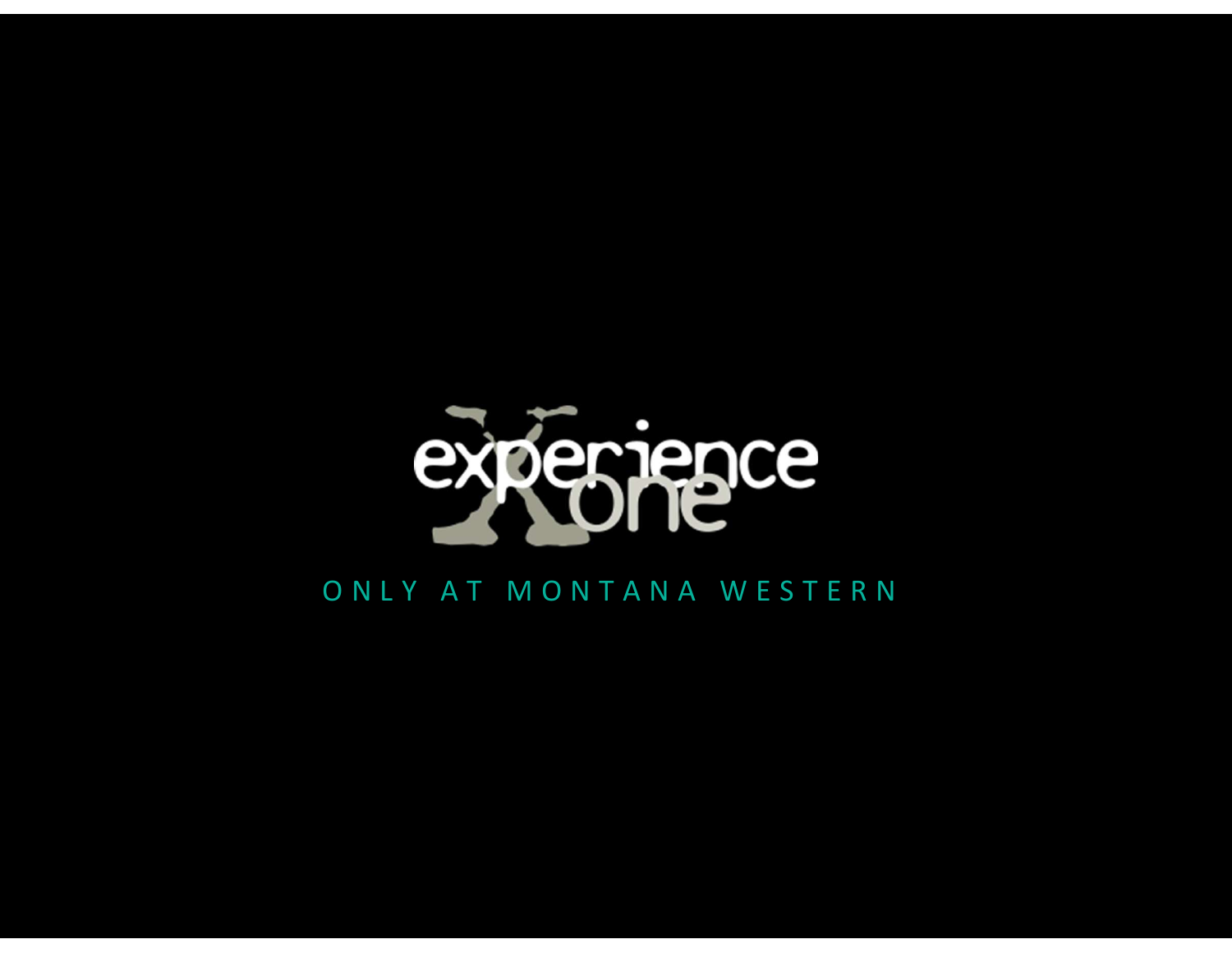experience one

ONLY AT MONTANA WESTERN